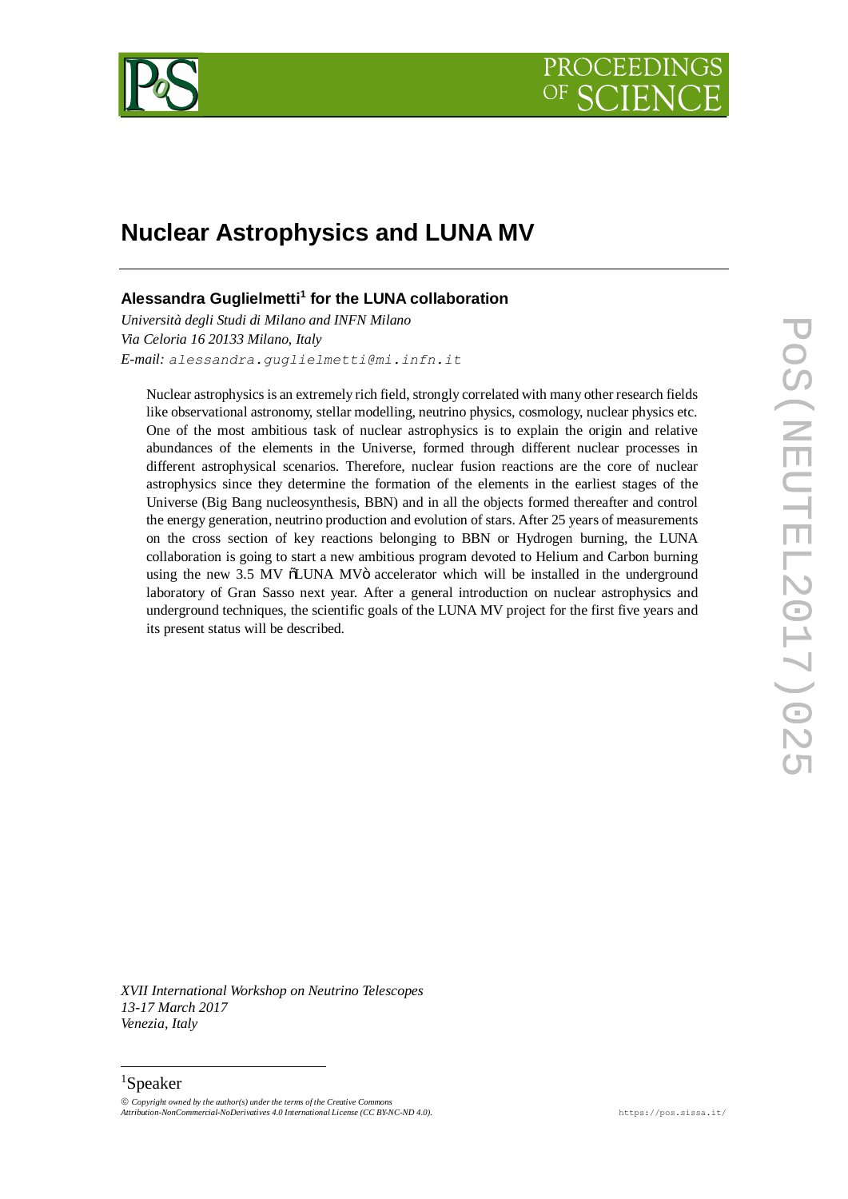# Nuclear Astrophysics and LUNA MV

**Alessandra Guglielmetti[1] for the LUNA collaboration**

*Università degli Studi di Milano and INFN Milano*
*Via Celoria 16 20133 Milano, Italy*
*E-mail:* alessandra.guglielmetti@mi.infn.it

Nuclear astrophysics is an extremely rich field, strongly correlated with many other research fields like observational astronomy, stellar modelling, neutrino physics, cosmology, nuclear physics etc. One of the most ambitious task of nuclear astrophysics is to explain the origin and relative abundances of the elements in the Universe, formed through different nuclear processes in different astrophysical scenarios. Therefore, nuclear fusion reactions are the core of nuclear astrophysics since they determine the formation of the elements in the earliest stages of the Universe (Big Bang nucleosynthesis, BBN) and in all the objects formed thereafter and control the energy generation, neutrino production and evolution of stars. After 25 years of measurements on the cross section of key reactions belonging to BBN or Hydrogen burning, the LUNA collaboration is going to start a new ambitious program devoted to Helium and Carbon burning using the new 3.5 MV "LUNA MV" accelerator which will be installed in the underground laboratory of Gran Sasso next year. After a general introduction on nuclear astrophysics and underground techniques, the scientific goals of the LUNA MV project for the first five years and its present status will be described.

*XVII International Workshop on Neutrino Telescopes*
*13-17 March 2017*
*Venezia, Italy*

[1]Speaker

© *Copyright owned by the author(s) under the terms of the Creative Commons Attribution-NonCommercial-NoDerivatives 4.0 International License (CC BY-NC-ND 4.0).*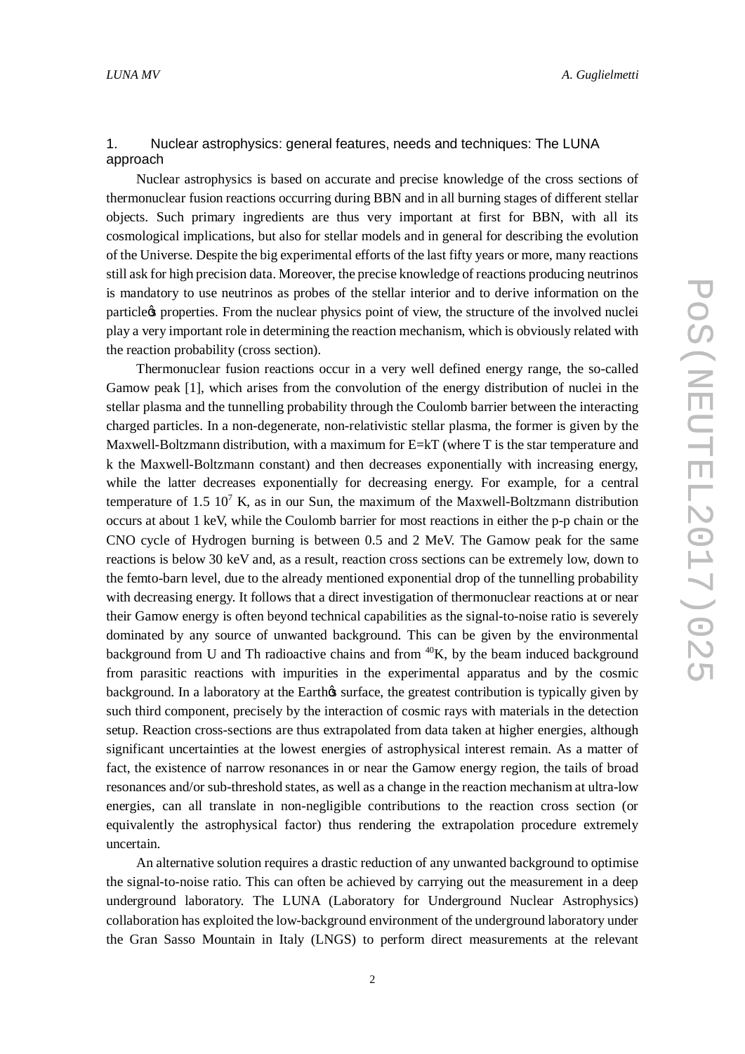## 1. Nuclear astrophysics: general features, needs and techniques: The LUNA approach

Nuclear astrophysics is based on accurate and precise knowledge of the cross sections of thermonuclear fusion reactions occurring during BBN and in all burning stages of different stellar objects. Such primary ingredients are thus very important at first for BBN, with all its cosmological implications, but also for stellar models and in general for describing the evolution of the Universe. Despite the big experimental efforts of the last fifty years or more, many reactions still ask for high precision data. Moreover, the precise knowledge of reactions producing neutrinos is mandatory to use neutrinos as probes of the stellar interior and to derive information on the particle's properties. From the nuclear physics point of view, the structure of the involved nuclei play a very important role in determining the reaction mechanism, which is obviously related with the reaction probability (cross section).

Thermonuclear fusion reactions occur in a very well defined energy range, the so-called Gamow peak [1], which arises from the convolution of the energy distribution of nuclei in the stellar plasma and the tunnelling probability through the Coulomb barrier between the interacting charged particles. In a non-degenerate, non-relativistic stellar plasma, the former is given by the Maxwell-Boltzmann distribution, with a maximum for $E=kT$ (where T is the star temperature and k the Maxwell-Boltzmann constant) and then decreases exponentially with increasing energy, while the latter decreases exponentially for decreasing energy. For example, for a central temperature of $1.5\ 10^{7}$ K, as in our Sun, the maximum of the Maxwell-Boltzmann distribution occurs at about 1 keV, while the Coulomb barrier for most reactions in either the p-p chain or the CNO cycle of Hydrogen burning is between 0.5 and 2 MeV. The Gamow peak for the same reactions is below 30 keV and, as a result, reaction cross sections can be extremely low, down to the femto-barn level, due to the already mentioned exponential drop of the tunnelling probability with decreasing energy. It follows that a direct investigation of thermonuclear reactions at or near their Gamow energy is often beyond technical capabilities as the signal-to-noise ratio is severely dominated by any source of unwanted background. This can be given by the environmental background from U and Th radioactive chains and from $^{40}$K, by the beam induced background from parasitic reactions with impurities in the experimental apparatus and by the cosmic background. In a laboratory at the Earth's surface, the greatest contribution is typically given by such third component, precisely by the interaction of cosmic rays with materials in the detection setup. Reaction cross-sections are thus extrapolated from data taken at higher energies, although significant uncertainties at the lowest energies of astrophysical interest remain. As a matter of fact, the existence of narrow resonances in or near the Gamow energy region, the tails of broad resonances and/or sub-threshold states, as well as a change in the reaction mechanism at ultra-low energies, can all translate in non-negligible contributions to the reaction cross section (or equivalently the astrophysical factor) thus rendering the extrapolation procedure extremely uncertain.

An alternative solution requires a drastic reduction of any unwanted background to optimise the signal-to-noise ratio. This can often be achieved by carrying out the measurement in a deep underground laboratory. The LUNA (Laboratory for Underground Nuclear Astrophysics) collaboration has exploited the low-background environment of the underground laboratory under the Gran Sasso Mountain in Italy (LNGS) to perform direct measurements at the relevant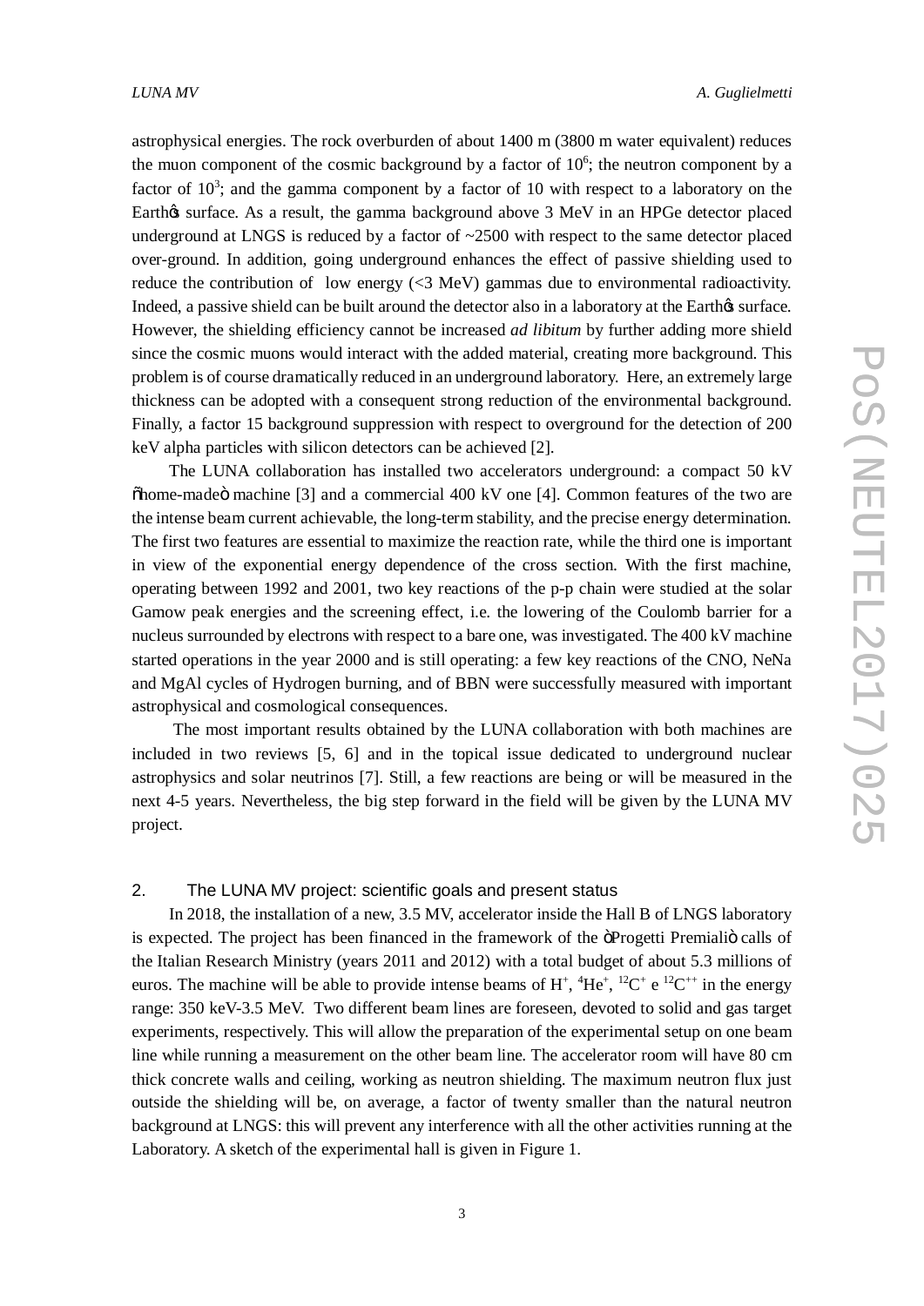astrophysical energies. The rock overburden of about 1400 m (3800 m water equivalent) reduces the muon component of the cosmic background by a factor of $10^6$; the neutron component by a factor of $10^3$; and the gamma component by a factor of 10 with respect to a laboratory on the Earth's surface. As a result, the gamma background above 3 MeV in an HPGe detector placed underground at LNGS is reduced by a factor of ~2500 with respect to the same detector placed over-ground. In addition, going underground enhances the effect of passive shielding used to reduce the contribution of low energy (<3 MeV) gammas due to environmental radioactivity. Indeed, a passive shield can be built around the detector also in a laboratory at the Earth's surface. However, the shielding efficiency cannot be increased *ad libitum* by further adding more shield since the cosmic muons would interact with the added material, creating more background. This problem is of course dramatically reduced in an underground laboratory. Here, an extremely large thickness can be adopted with a consequent strong reduction of the environmental background. Finally, a factor 15 background suppression with respect to overground for the detection of 200 keV alpha particles with silicon detectors can be achieved [2].

The LUNA collaboration has installed two accelerators underground: a compact 50 kV "home-made" machine [3] and a commercial 400 kV one [4]. Common features of the two are the intense beam current achievable, the long-term stability, and the precise energy determination. The first two features are essential to maximize the reaction rate, while the third one is important in view of the exponential energy dependence of the cross section. With the first machine, operating between 1992 and 2001, two key reactions of the p-p chain were studied at the solar Gamow peak energies and the screening effect, i.e. the lowering of the Coulomb barrier for a nucleus surrounded by electrons with respect to a bare one, was investigated. The 400 kV machine started operations in the year 2000 and is still operating: a few key reactions of the CNO, NeNa and MgAl cycles of Hydrogen burning, and of BBN were successfully measured with important astrophysical and cosmological consequences.

The most important results obtained by the LUNA collaboration with both machines are included in two reviews [5, 6] and in the topical issue dedicated to underground nuclear astrophysics and solar neutrinos [7]. Still, a few reactions are being or will be measured in the next 4-5 years. Nevertheless, the big step forward in the field will be given by the LUNA MV project.

## 2. The LUNA MV project: scientific goals and present status

In 2018, the installation of a new, 3.5 MV, accelerator inside the Hall B of LNGS laboratory is expected. The project has been financed in the framework of the "Progetti Premiali" calls of the Italian Research Ministry (years 2011 and 2012) with a total budget of about 5.3 millions of euros. The machine will be able to provide intense beams of $H^+$, $^4He^+$, $^{12}C^+$ e $^{12}C^{++}$ in the energy range: 350 keV-3.5 MeV. Two different beam lines are foreseen, devoted to solid and gas target experiments, respectively. This will allow the preparation of the experimental setup on one beam line while running a measurement on the other beam line. The accelerator room will have 80 cm thick concrete walls and ceiling, working as neutron shielding. The maximum neutron flux just outside the shielding will be, on average, a factor of twenty smaller than the natural neutron background at LNGS: this will prevent any interference with all the other activities running at the Laboratory. A sketch of the experimental hall is given in Figure 1.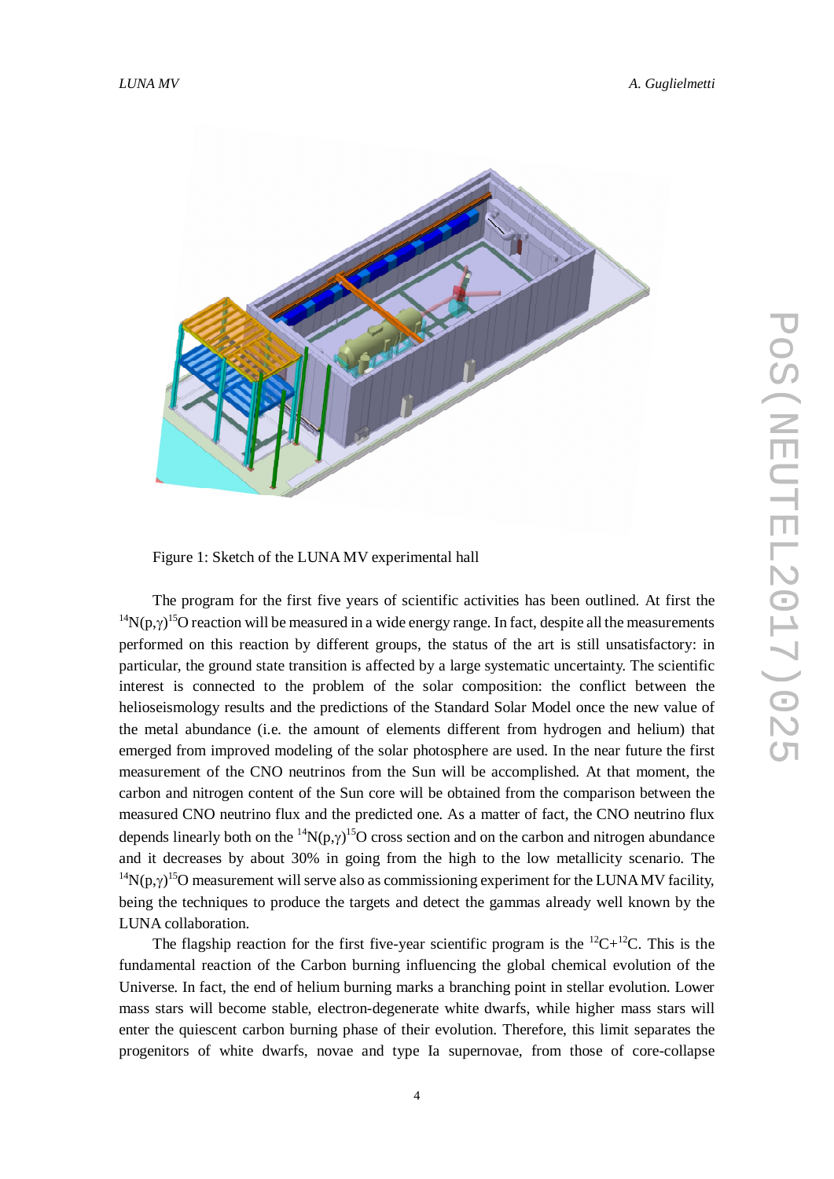Figure 1: Sketch of the LUNA MV experimental hall

The program for the first five years of scientific activities has been outlined. At first the $^{14}N(p,\gamma)^{15}O$ reaction will be measured in a wide energy range. In fact, despite all the measurements performed on this reaction by different groups, the status of the art is still unsatisfactory: in particular, the ground state transition is affected by a large systematic uncertainty. The scientific interest is connected to the problem of the solar composition: the conflict between the helioseismology results and the predictions of the Standard Solar Model once the new value of the metal abundance (i.e. the amount of elements different from hydrogen and helium) that emerged from improved modeling of the solar photosphere are used. In the near future the first measurement of the CNO neutrinos from the Sun will be accomplished. At that moment, the carbon and nitrogen content of the Sun core will be obtained from the comparison between the measured CNO neutrino flux and the predicted one. As a matter of fact, the CNO neutrino flux depends linearly both on the $^{14}N(p,\gamma)^{15}O$ cross section and on the carbon and nitrogen abundance and it decreases by about 30% in going from the high to the low metallicity scenario. The $^{14}N(p,\gamma)^{15}O$ measurement will serve also as commissioning experiment for the LUNA MV facility, being the techniques to produce the targets and detect the gammas already well known by the LUNA collaboration.

The flagship reaction for the first five-year scientific program is the $^{12}C+^{12}C$. This is the fundamental reaction of the Carbon burning influencing the global chemical evolution of the Universe. In fact, the end of helium burning marks a branching point in stellar evolution. Lower mass stars will become stable, electron-degenerate white dwarfs, while higher mass stars will enter the quiescent carbon burning phase of their evolution. Therefore, this limit separates the progenitors of white dwarfs, novae and type Ia supernovae, from those of core-collapse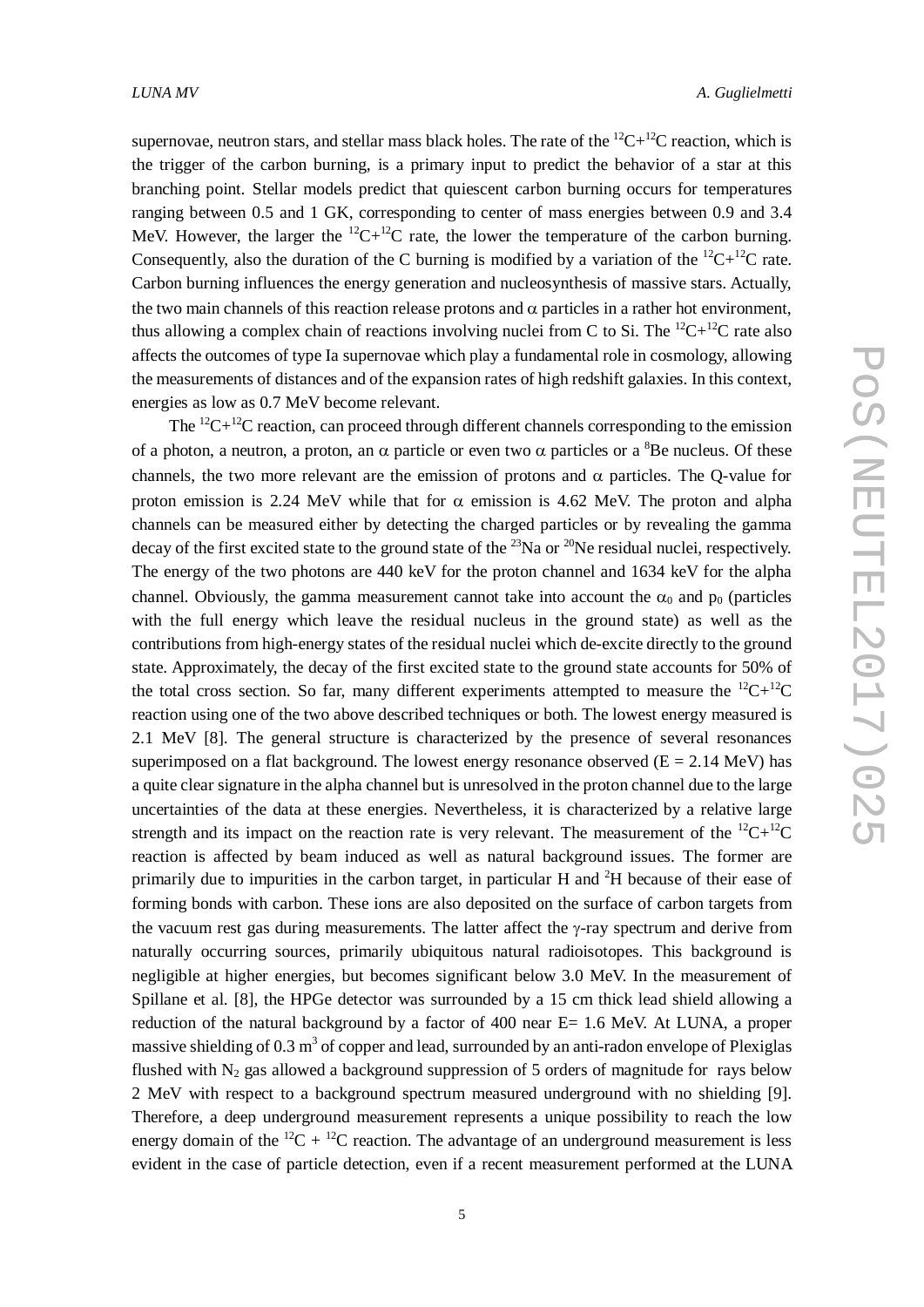supernovae, neutron stars, and stellar mass black holes. The rate of the $^{12}C+^{12}C$ reaction, which is the trigger of the carbon burning, is a primary input to predict the behavior of a star at this branching point. Stellar models predict that quiescent carbon burning occurs for temperatures ranging between 0.5 and 1 GK, corresponding to center of mass energies between 0.9 and 3.4 MeV. However, the larger the $^{12}C+^{12}C$ rate, the lower the temperature of the carbon burning. Consequently, also the duration of the C burning is modified by a variation of the $^{12}C+^{12}C$ rate. Carbon burning influences the energy generation and nucleosynthesis of massive stars. Actually, the two main channels of this reaction release protons and $\alpha$ particles in a rather hot environment, thus allowing a complex chain of reactions involving nuclei from C to Si. The $^{12}C+^{12}C$ rate also affects the outcomes of type Ia supernovae which play a fundamental role in cosmology, allowing the measurements of distances and of the expansion rates of high redshift galaxies. In this context, energies as low as 0.7 MeV become relevant.

The $^{12}C+^{12}C$ reaction, can proceed through different channels corresponding to the emission of a photon, a neutron, a proton, an $\alpha$ particle or even two $\alpha$ particles or a $^{8}Be$ nucleus. Of these channels, the two more relevant are the emission of protons and $\alpha$ particles. The Q-value for proton emission is 2.24 MeV while that for $\alpha$ emission is 4.62 MeV. The proton and alpha channels can be measured either by detecting the charged particles or by revealing the gamma decay of the first excited state to the ground state of the $^{23}Na$ or $^{20}Ne$ residual nuclei, respectively. The energy of the two photons are 440 keV for the proton channel and 1634 keV for the alpha channel. Obviously, the gamma measurement cannot take into account the $\alpha_0$ and $p_0$ (particles with the full energy which leave the residual nucleus in the ground state) as well as the contributions from high-energy states of the residual nuclei which de-excite directly to the ground state. Approximately, the decay of the first excited state to the ground state accounts for 50% of the total cross section. So far, many different experiments attempted to measure the $^{12}C+^{12}C$ reaction using one of the two above described techniques or both. The lowest energy measured is 2.1 MeV [8]. The general structure is characterized by the presence of several resonances superimposed on a flat background. The lowest energy resonance observed (E = 2.14 MeV) has a quite clear signature in the alpha channel but is unresolved in the proton channel due to the large uncertainties of the data at these energies. Nevertheless, it is characterized by a relative large strength and its impact on the reaction rate is very relevant. The measurement of the $^{12}C+^{12}C$ reaction is affected by beam induced as well as natural background issues. The former are primarily due to impurities in the carbon target, in particular H and $^{2}H$ because of their ease of forming bonds with carbon. These ions are also deposited on the surface of carbon targets from the vacuum rest gas during measurements. The latter affect the $\gamma$-ray spectrum and derive from naturally occurring sources, primarily ubiquitous natural radioisotopes. This background is negligible at higher energies, but becomes significant below 3.0 MeV. In the measurement of Spillane et al. [8], the HPGe detector was surrounded by a 15 cm thick lead shield allowing a reduction of the natural background by a factor of 400 near E= 1.6 MeV. At LUNA, a proper massive shielding of 0.3 $m^3$ of copper and lead, surrounded by an anti-radon envelope of Plexiglas flushed with $N_2$ gas allowed a background suppression of 5 orders of magnitude for rays below 2 MeV with respect to a background spectrum measured underground with no shielding [9]. Therefore, a deep underground measurement represents a unique possibility to reach the low energy domain of the $^{12}C + ^{12}C$ reaction. The advantage of an underground measurement is less evident in the case of particle detection, even if a recent measurement performed at the LUNA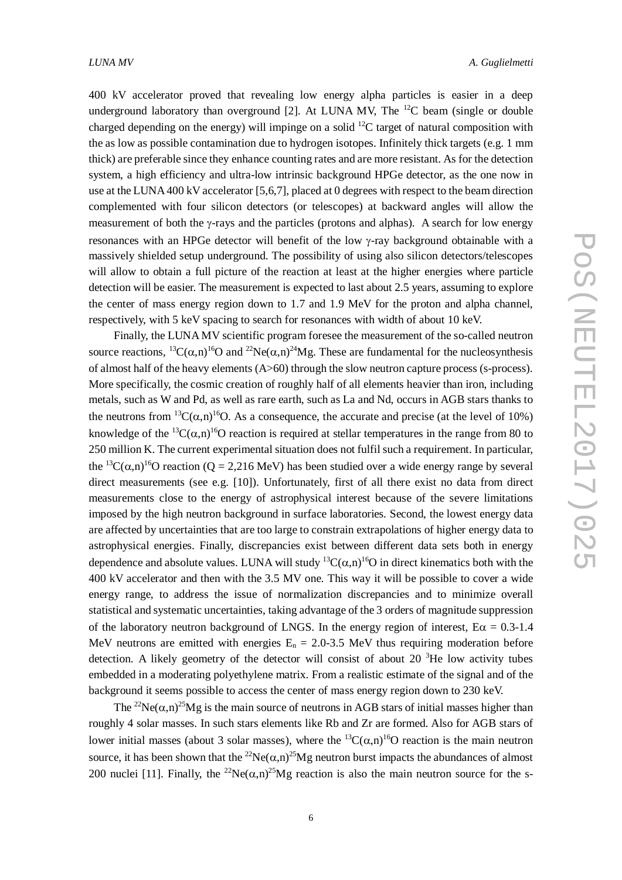400 kV accelerator proved that revealing low energy alpha particles is easier in a deep underground laboratory than overground [2]. At LUNA MV, The $^{12}C$ beam (single or double charged depending on the energy) will impinge on a solid $^{12}C$ target of natural composition with the as low as possible contamination due to hydrogen isotopes. Infinitely thick targets (e.g. 1 mm thick) are preferable since they enhance counting rates and are more resistant. As for the detection system, a high efficiency and ultra-low intrinsic background HPGe detector, as the one now in use at the LUNA 400 kV accelerator [5,6,7], placed at 0 degrees with respect to the beam direction complemented with four silicon detectors (or telescopes) at backward angles will allow the measurement of both the $\gamma$-rays and the particles (protons and alphas). A search for low energy resonances with an HPGe detector will benefit of the low $\gamma$-ray background obtainable with a massively shielded setup underground. The possibility of using also silicon detectors/telescopes will allow to obtain a full picture of the reaction at least at the higher energies where particle detection will be easier. The measurement is expected to last about 2.5 years, assuming to explore the center of mass energy region down to 1.7 and 1.9 MeV for the proton and alpha channel, respectively, with 5 keV spacing to search for resonances with width of about 10 keV.

Finally, the LUNA MV scientific program foresee the measurement of the so-called neutron source reactions, $^{13}C(\alpha,n)^{16}O$ and $^{22}Ne(\alpha,n)^{24}Mg$. These are fundamental for the nucleosynthesis of almost half of the heavy elements (A>60) through the slow neutron capture process (s-process). More specifically, the cosmic creation of roughly half of all elements heavier than iron, including metals, such as W and Pd, as well as rare earth, such as La and Nd, occurs in AGB stars thanks to the neutrons from $^{13}C(\alpha,n)^{16}O$. As a consequence, the accurate and precise (at the level of 10%) knowledge of the $^{13}C(\alpha,n)^{16}O$ reaction is required at stellar temperatures in the range from 80 to 250 million K. The current experimental situation does not fulfil such a requirement. In particular, the $^{13}C(\alpha,n)^{16}O$ reaction (Q = 2,216 MeV) has been studied over a wide energy range by several direct measurements (see e.g. [10]). Unfortunately, first of all there exist no data from direct measurements close to the energy of astrophysical interest because of the severe limitations imposed by the high neutron background in surface laboratories. Second, the lowest energy data are affected by uncertainties that are too large to constrain extrapolations of higher energy data to astrophysical energies. Finally, discrepancies exist between different data sets both in energy dependence and absolute values. LUNA will study $^{13}C(\alpha,n)^{16}O$ in direct kinematics both with the 400 kV accelerator and then with the 3.5 MV one. This way it will be possible to cover a wide energy range, to address the issue of normalization discrepancies and to minimize overall statistical and systematic uncertainties, taking advantage of the 3 orders of magnitude suppression of the laboratory neutron background of LNGS. In the energy region of interest, $E\alpha$ = 0.3-1.4 MeV neutrons are emitted with energies $E_n$ = 2.0-3.5 MeV thus requiring moderation before detection. A likely geometry of the detector will consist of about 20 $^{3}He$ low activity tubes embedded in a moderating polyethylene matrix. From a realistic estimate of the signal and of the background it seems possible to access the center of mass energy region down to 230 keV.

The $^{22}Ne(\alpha,n)^{25}Mg$ is the main source of neutrons in AGB stars of initial masses higher than roughly 4 solar masses. In such stars elements like Rb and Zr are formed. Also for AGB stars of lower initial masses (about 3 solar masses), where the $^{13}C(\alpha,n)^{16}O$ reaction is the main neutron source, it has been shown that the $^{22}Ne(\alpha,n)^{25}Mg$ neutron burst impacts the abundances of almost 200 nuclei [11]. Finally, the $^{22}Ne(\alpha,n)^{25}Mg$ reaction is also the main neutron source for the s-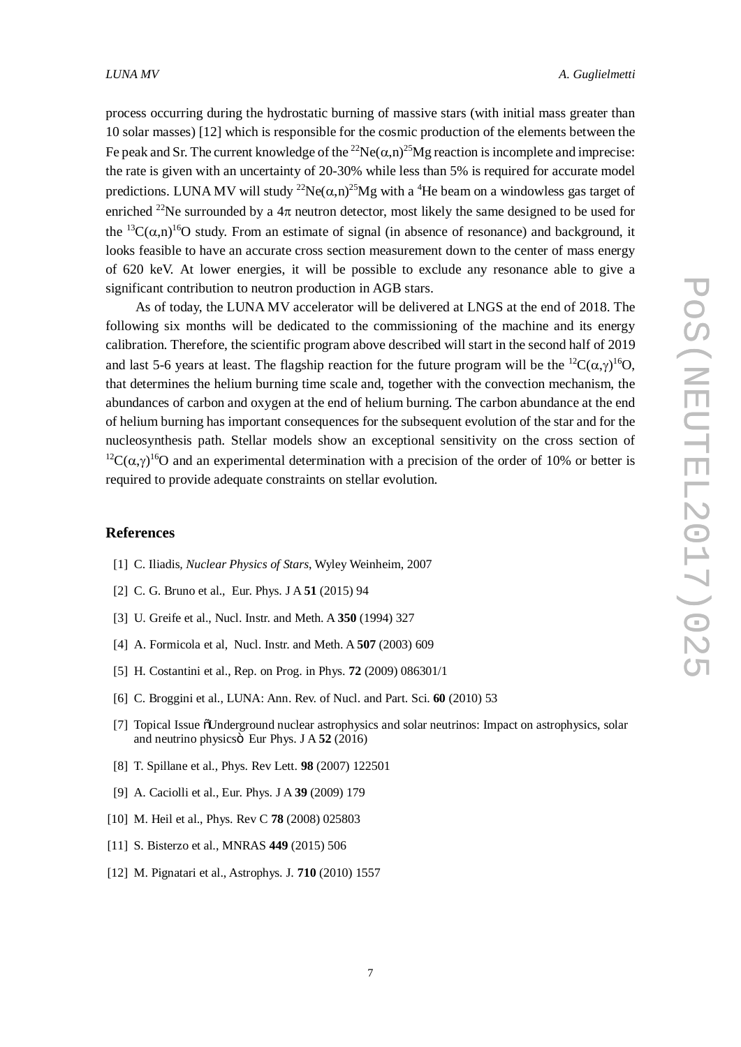process occurring during the hydrostatic burning of massive stars (with initial mass greater than 10 solar masses) [12] which is responsible for the cosmic production of the elements between the Fe peak and Sr. The current knowledge of the $^{22}Ne(\alpha,n)^{25}Mg$ reaction is incomplete and imprecise: the rate is given with an uncertainty of 20-30% while less than 5% is required for accurate model predictions. LUNA MV will study $^{22}Ne(\alpha,n)^{25}Mg$ with a $^{4}He$ beam on a windowless gas target of enriched $^{22}Ne$ surrounded by a $4\pi$ neutron detector, most likely the same designed to be used for the $^{13}C(\alpha,n)^{16}O$ study. From an estimate of signal (in absence of resonance) and background, it looks feasible to have an accurate cross section measurement down to the center of mass energy of 620 keV. At lower energies, it will be possible to exclude any resonance able to give a significant contribution to neutron production in AGB stars.

As of today, the LUNA MV accelerator will be delivered at LNGS at the end of 2018. The following six months will be dedicated to the commissioning of the machine and its energy calibration. Therefore, the scientific program above described will start in the second half of 2019 and last 5-6 years at least. The flagship reaction for the future program will be the $^{12}C(\alpha,\gamma)^{16}O$, that determines the helium burning time scale and, together with the convection mechanism, the abundances of carbon and oxygen at the end of helium burning. The carbon abundance at the end of helium burning has important consequences for the subsequent evolution of the star and for the nucleosynthesis path. Stellar models show an exceptional sensitivity on the cross section of $^{12}C(\alpha,\gamma)^{16}O$ and an experimental determination with a precision of the order of 10% or better is required to provide adequate constraints on stellar evolution.

## References

[1] C. Iliadis, *Nuclear Physics of Stars*, Wyley Weinheim, 2007

[2] C. G. Bruno et al., Eur. Phys. J A **51** (2015) 94

[3] U. Greife et al., Nucl. Instr. and Meth. A **350** (1994) 327

[4] A. Formicola et al, Nucl. Instr. and Meth. A **507** (2003) 609

[5] H. Costantini et al., Rep. on Prog. in Phys. **72** (2009) 086301/1

[6] C. Broggini et al., LUNA: Ann. Rev. of Nucl. and Part. Sci. **60** (2010) 53

[7] Topical Issue õUnderground nuclear astrophysics and solar neutrinos: Impact on astrophysics, solar and neutrino physicsö Eur Phys. J A **52** (2016)

[8] T. Spillane et al., Phys. Rev Lett. **98** (2007) 122501

[9] A. Caciolli et al., Eur. Phys. J A **39** (2009) 179

[10] M. Heil et al., Phys. Rev C **78** (2008) 025803

[11] S. Bisterzo et al., MNRAS **449** (2015) 506

[12] M. Pignatari et al., Astrophys. J. **710** (2010) 1557